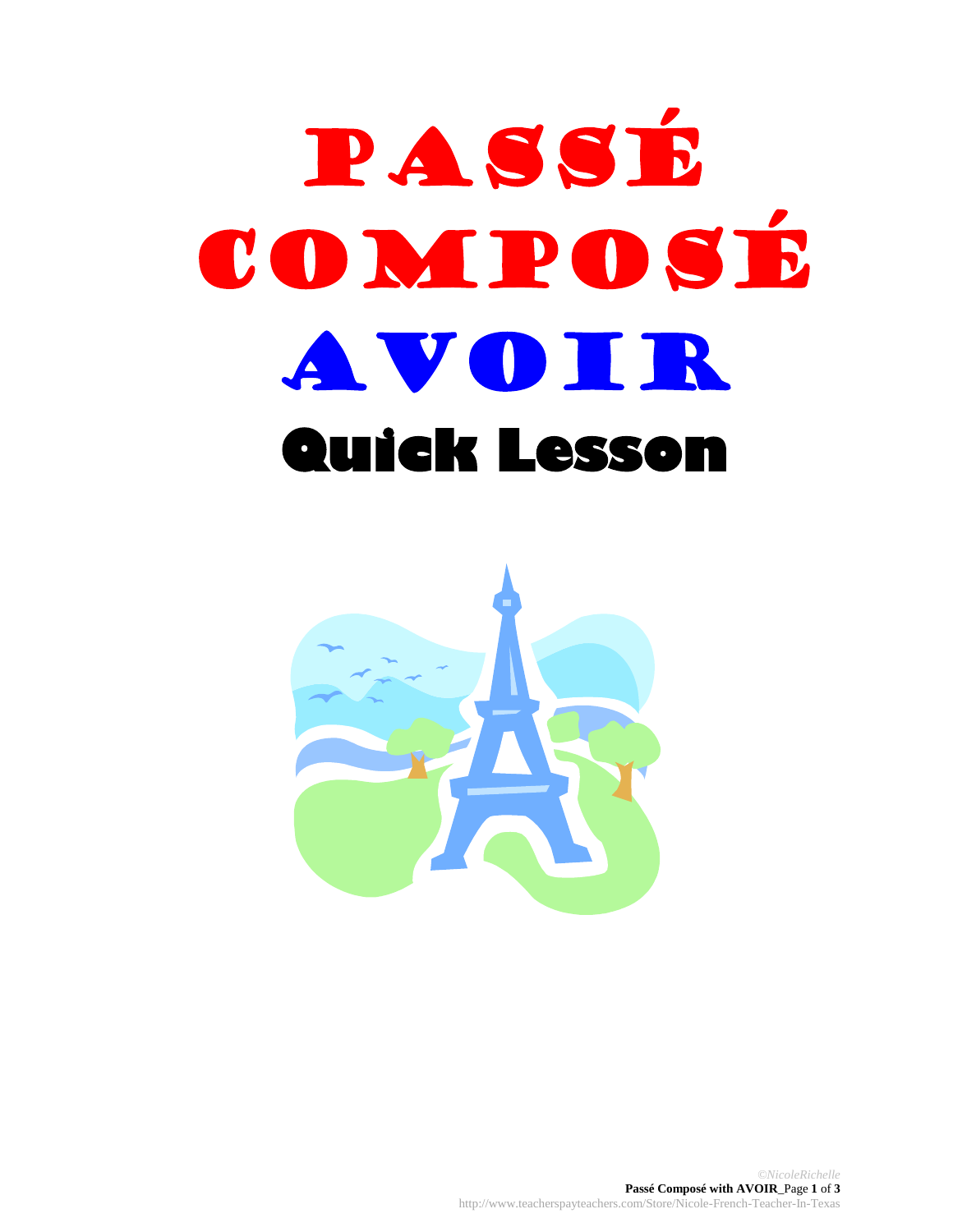# PASSÉ COMPOSÉ AVOIR

## Quick Lesson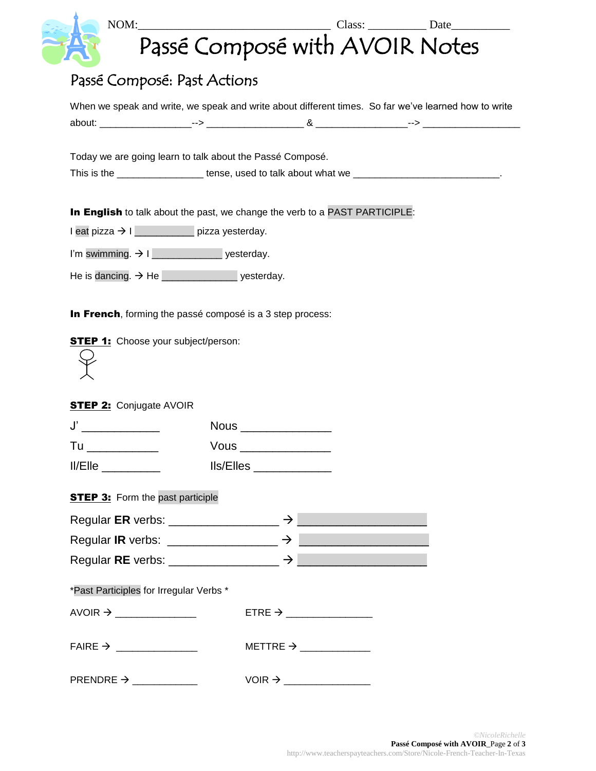NOM:_________________________________ Class: __________ Date__________

# Passé Composé with AVOIR Notes

## Passé Composé: Past Actions

When we speak and write, we speak and write about different times. So far we've learned how to write about: _________________--> _________________ & _________________--> _________________

Today we are going learn to talk about the Passé Composé.

This is the _______________ tense, used to talk about what we __________________________.

**In English** to talk about the past, we change the verb to a PAST PARTICIPLE:

I eat pizza → I ___________ pizza yesterday.

I'm swimming. → I _____________ yesterday.

He is dancing. → He ______________ yesterday.

**In French**, forming the passé composé is a 3 step process:

**STEP 1:** Choose your subject/person:

**STEP 2:** Conjugate AVOIR

| | |
|---|---|
| J' ____________ | Nous ______________ |
| Tu ___________ | Vous ______________ |
| Il/Elle _________ | Ils/Elles ____________ |

**STEP 3:** Form the past participle

Regular **ER** verbs: _________________ → ____________________

Regular **IR** verbs: _________________ → ____________________

Regular **RE** verbs: _________________ → ____________________

*Past Participles for Irregular Verbs *

| | |
|---|---|
| AVOIR → ______________ | ETRE → _______________ |
| FAIRE → ______________ | METTRE → ____________ |
| PRENDRE → ___________ | VOIR → _______________ |

©NicoleRichelle

http://www.teacherspayteachers.com/Store/Nicole-French-Teacher-In-Texas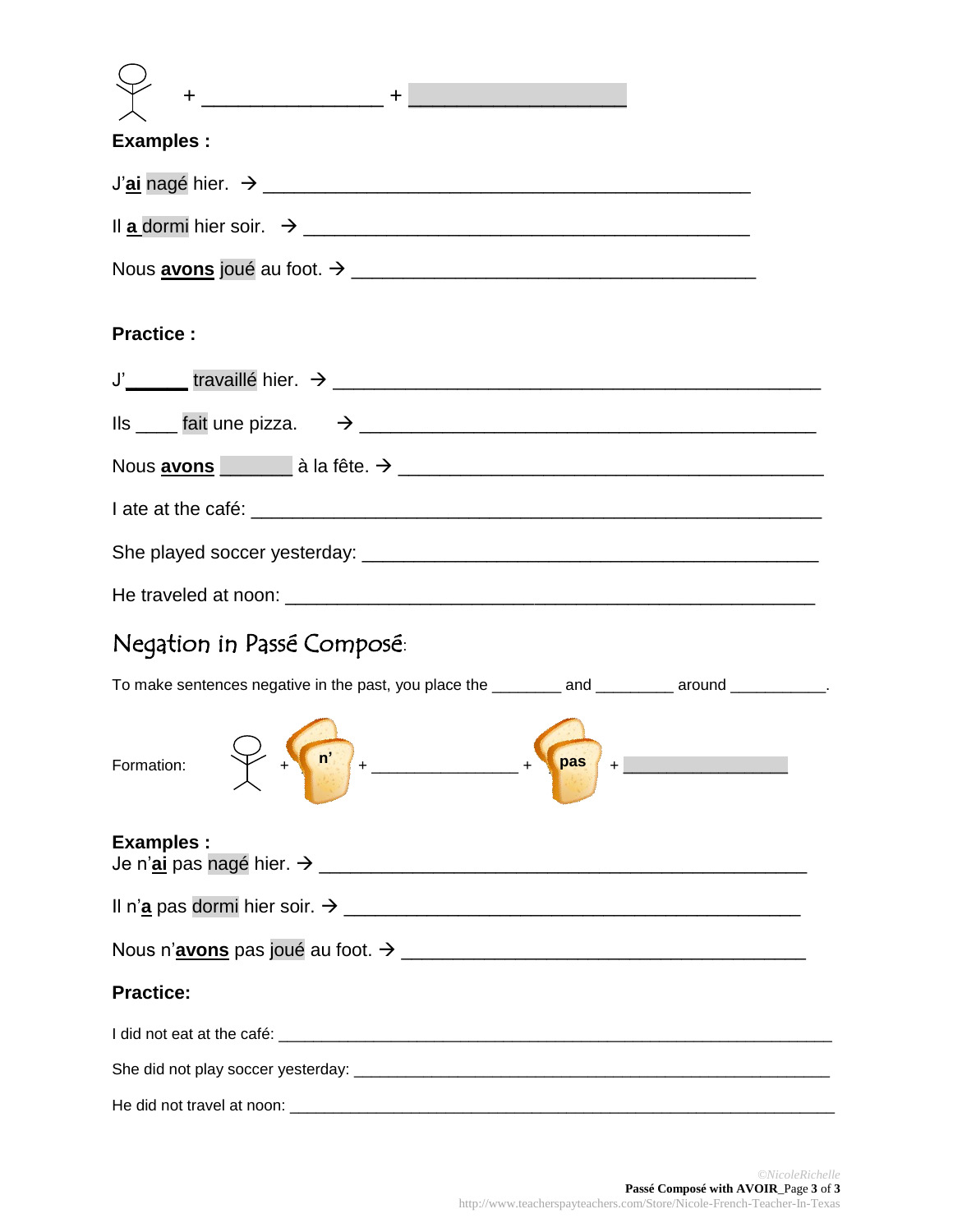+ ________________ + ____________________

**Examples :**

J'**ai** nagé hier. → ___________________________________________

Il **a** dormi hier soir. → ________________________________________

Nous **avons** joué au foot. → ____________________________________

**Practice :**

J'______ travaillé hier. → ____________________________________________

Ils ____ fait une pizza. → __________________________________________

Nous **avons** _______ à la fête. → _____________________________________

I ate at the café: _____________________________________________

She played soccer yesterday: ____________________________________

He traveled at noon: __________________________________________

## Negation in Passé Composé:

To make sentences negative in the past, you place the ________ and _________ around ___________.

Formation: + n' + ________________ + pas + __________________

**Examples :**

Je n'**ai** pas nagé hier. → ____________________________________________

Il n'**a** pas dormi hier soir. → __________________________________________

Nous n'**avons** pas joué au foot. → _____________________________________

**Practice:**

I did not eat at the café: ______________________________________________________

She did not play soccer yesterday: ______________________________________________

He did not travel at noon: _____________________________________________________